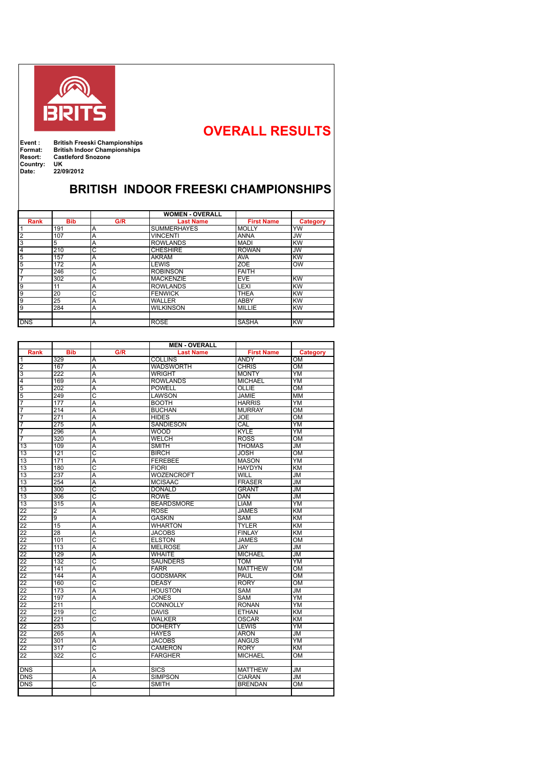# OVERALL RESULTS

**Event :** British Freeski Championships
**Format:** British Indoor Championships
**Resort:** Castleford Snozone
**Country:** UK
**Date:** 22/09/2012

## BRITISH INDOOR FREESKI CHAMPIONSHIPS

| | | | WOMEN - OVERALL | | |
|---|---|---|---|---|---|
| **Rank** | **Bib** | **G/R** | **Last Name** | **First Name** | **Category** |
| 1 | 191 | A | SUMMERHAYES | MOLLY | YW |
| 2 | 107 | A | VINCENTI | ANNA | JW |
| 3 | 5 | A | ROWLANDS | MADI | KW |
| 4 | 210 | C | CHESHIRE | ROWAN | JW |
| 5 | 157 | A | AKRAM | AVA | KW |
| 5 | 172 | A | LEWIS | ZOE | OW |
| 7 | 246 | C | ROBINSON | FAITH | |
| 7 | 302 | A | MACKENZIE | EVE | KW |
| 9 | 11 | A | ROWLANDS | LEXI | KW |
| 9 | 20 | C | FENWICK | THEA | KW |
| 9 | 25 | A | WALLER | ABBY | KW |
| 9 | 284 | A | WILKINSON | MILLIE | KW |
| | | | | | |
| DNS | | A | ROSE | SASHA | KW |

| | | | MEN - OVERALL | | |
|---|---|---|---|---|---|
| **Rank** | **Bib** | **G/R** | **Last Name** | **First Name** | **Category** |
| 1 | 329 | A | COLLINS | ANDY | OM |
| 2 | 167 | A | WADSWORTH | CHRIS | OM |
| 3 | 222 | A | WRIGHT | MONTY | YM |
| 4 | 169 | A | ROWLANDS | MICHAEL | YM |
| 5 | 202 | A | POWELL | OLLIE | OM |
| 5 | 249 | C | LAWSON | JAMIE | MM |
| 7 | 177 | A | BOOTH | HARRIS | YM |
| 7 | 214 | A | BUCHAN | MURRAY | OM |
| 7 | 271 | A | HIDES | JOE | OM |
| 7 | 275 | A | SANDIESON | CAL | YM |
| 7 | 296 | A | WOOD | KYLE | YM |
| 7 | 320 | A | WELCH | ROSS | OM |
| 13 | 109 | A | SMITH | THOMAS | JM |
| 13 | 121 | C | BIRCH | JOSH | OM |
| 13 | 171 | A | FEREBEE | MASON | YM |
| 13 | 180 | C | FIORI | HAYDYN | KM |
| 13 | 237 | A | WOZENCROFT | WILL | JM |
| 13 | 254 | A | MCISAAC | FRASER | JM |
| 13 | 300 | C | DONALD | GRANT | JM |
| 13 | 306 | C | ROWE | DAN | JM |
| 13 | 315 | A | BEARDSMORE | LIAM | YM |
| 22 | 2 | A | ROSE | JAMES | KM |
| 22 | 9 | A | GASKIN | SAM | KM |
| 22 | 15 | A | WHARTON | TYLER | KM |
| 22 | 28 | A | JACOBS | FINLAY | KM |
| 22 | 101 | C | ELSTON | JAMES | OM |
| 22 | 113 | A | MELROSE | JAY | JM |
| 22 | 129 | A | WHAITE | MICHAEL | JM |
| 22 | 132 | C | SAUNDERS | TOM | YM |
| 22 | 141 | A | FARR | MATTHEW | OM |
| 22 | 144 | A | GODSMARK | PAUL | OM |
| 22 | 160 | C | DEASY | RORY | OM |
| 22 | 173 | A | HOUSTON | SAM | JM |
| 22 | 197 | A | JONES | SAM | YM |
| 22 | 211 | | CONNOLLY | RONAN | YM |
| 22 | 219 | C | DAVIS | ETHAN | KM |
| 22 | 221 | C | WALKER | OSCAR | KM |
| 22 | 253 | | DOHERTY | LEWIS | YM |
| 22 | 265 | A | HAYES | ARON | JM |
| 22 | 301 | A | JACOBS | ANGUS | YM |
| 22 | 317 | C | CAMERON | RORY | KM |
| 22 | 322 | C | FARGHER | MICHAEL | OM |
| | | | | | |
| DNS | | A | SICS | MATTHEW | JM |
| DNS | | A | SIMPSON | CIARAN | JM |
| DNS | | C | SMITH | BRENDAN | OM |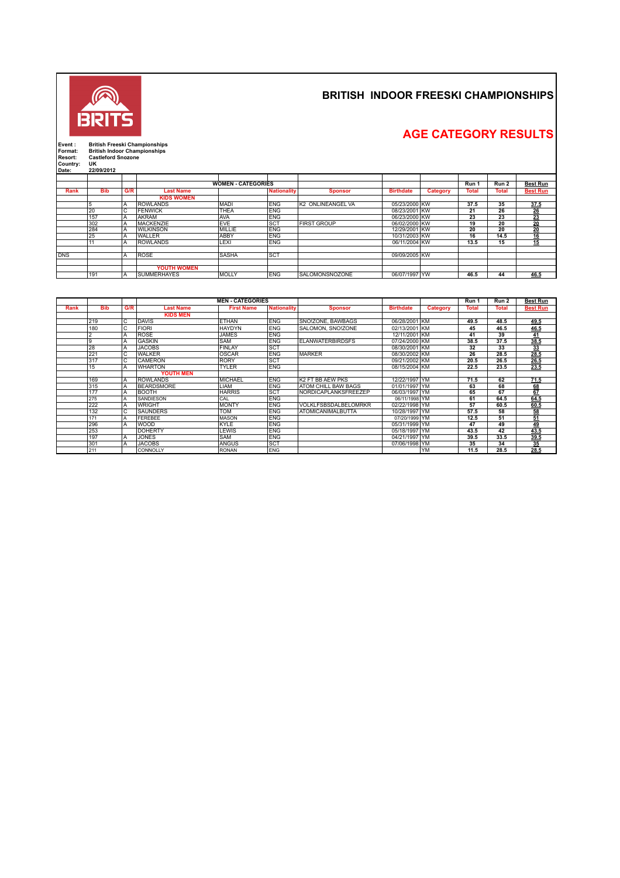# BRITISH INDOOR FREESKI CHAMPIONSHIPS

## AGE CATEGORY RESULTS

**Event :** British Freeski Championships
**Format:** British Indoor Championships
**Resort:** Castleford Snozone
**Country:** UK
**Date:** 22/09/2012

| | | | WOMEN - CATEGORIES | | | | | | Run 1 | Run 2 | Best Run |
|---|---|---|---|---|---|---|---|---|---|---|---|
| Rank | Bib | G/R | Last Name | | Nationality | Sponsor | Birthdate | Category | Total | Total | Best Run |
| | | | KIDS WOMEN | | | | | | | | |
| | 5 | A | ROWLANDS | MADI | ENG | K2 ONLINEANGEL VA | 05/23/2000 | KW | 37.5 | 35 | 37.5 |
| | 20 | C | FENWICK | THEA | ENG | | 08/23/2001 | KW | 21 | 26 | 26 |
| | 157 | A | AKRAM | AVA | ENG | | 06/23/2000 | KW | 23 | 23 | 23 |
| | 302 | A | MACKENZIE | EVE | SCT | FIRST GROUP | 06/02/2000 | KW | 19 | 20 | 20 |
| | 284 | A | WILKINSON | MILLIE | ENG | | 12/29/2001 | KW | 20 | 20 | 20 |
| | 25 | A | WALLER | ABBY | ENG | | 10/31/2003 | KW | 16 | 14.5 | 16 |
| | 11 | A | ROWLANDS | LEXI | ENG | | 06/11/2004 | KW | 13.5 | 15 | 15 |
| | | | | | | | | | | | |
| DNS | | A | ROSE | SASHA | SCT | | 09/09/2005 | KW | | | |
| | | | | | | | | | | | |
| | | | YOUTH WOMEN | | | | | | | | |
| | 191 | A | SUMMERHAYES | MOLLY | ENG | SALOMONSNOZONE | 06/07/1997 | YW | 46.5 | 44 | 46.5 |

| | | | | MEN - CATEGORIES | | | | | Run 1 | Run 2 | Best Run |
|---|---|---|---|---|---|---|---|---|---|---|---|
| Rank | Bib | G/R | Last Name | First Name | Nationality | Sponsor | Birthdate | Category | Total | Total | Best Run |
| | | | KIDS MEN | | | | | | | | |
| | 219 | C | DAVIS | ETHAN | ENG | SNO!ZONE, BAWBAGS | 06/28/2001 | KM | 49.5 | 48.5 | 49.5 |
| | 180 | C | FIORI | HAYDYN | ENG | SALOMON, SNO!ZONE | 02/13/2001 | KM | 45 | 46.5 | 46.5 |
| | 2 | A | ROSE | JAMES | ENG | | 12/11/2001 | KM | 41 | 39 | 41 |
| | 9 | A | GASKIN | SAM | ENG | ELANWATERBIRDSFS | 07/24/2000 | KM | 38.5 | 37.5 | 38.5 |
| | 28 | A | JACOBS | FINLAY | SCT | | 08/30/2001 | KM | 32 | 33 | 33 |
| | 221 | C | WALKER | OSCAR | ENG | MARKER | 08/30/2002 | KM | 26 | 28.5 | 28.5 |
| | 317 | C | CAMERON | RORY | SCT | | 09/21/2002 | KM | 20.5 | 26.5 | 26.5 |
| | 15 | A | WHARTON | TYLER | ENG | | 08/15/2004 | KM | 22.5 | 23.5 | 23.5 |
| | | | YOUTH MEN | | | | | | | | |
| | 169 | A | ROWLANDS | MICHAEL | ENG | K2 FT BB AEW PKS | 12/22/1997 | YM | 71.5 | 62 | 71.5 |
| | 315 | A | BEARDSMORE | LIAM | ENG | ATOM CHILL BAW BAGS | 01/01/1997 | YM | 63 | 68 | 68 |
| | 177 | A | BOOTH | HARRIS | SCT | NORDICAPLANKSFREEZEP | 06/03/1997 | YM | 65 | 67 | 67 |
| | 275 | A | SANDIESON | CAL | ENG | | 06/11/1998 | YM | 61 | 64.5 | 64.5 |
| | 222 | A | WRIGHT | MONTY | ENG | VOLKLFSBSDALBELOMRKR | 02/22/1998 | YM | 57 | 60.5 | 60.5 |
| | 132 | C | SAUNDERS | TOM | ENG | ATOMICANIMALBUTTA | 10/28/1997 | YM | 57.5 | 58 | 58 |
| | 171 | A | FEREBEE | MASON | ENG | | 07/20/1999 | YM | 12.5 | 51 | 51 |
| | 296 | A | WOOD | KYLE | ENG | | 05/31/1999 | YM | 47 | 49 | 49 |
| | 253 | | DOHERTY | LEWIS | ENG | | 05/18/1997 | YM | 43.5 | 42 | 43.5 |
| | 197 | A | JONES | SAM | ENG | | 04/21/1997 | YM | 39.5 | 33.5 | 39.5 |
| | 301 | A | JACOBS | ANGUS | SCT | | 07/06/1998 | YM | 35 | 34 | 35 |
| | 211 | | CONNOLLY | RONAN | ENG | | | YM | 11.5 | 28.5 | 28.5 |